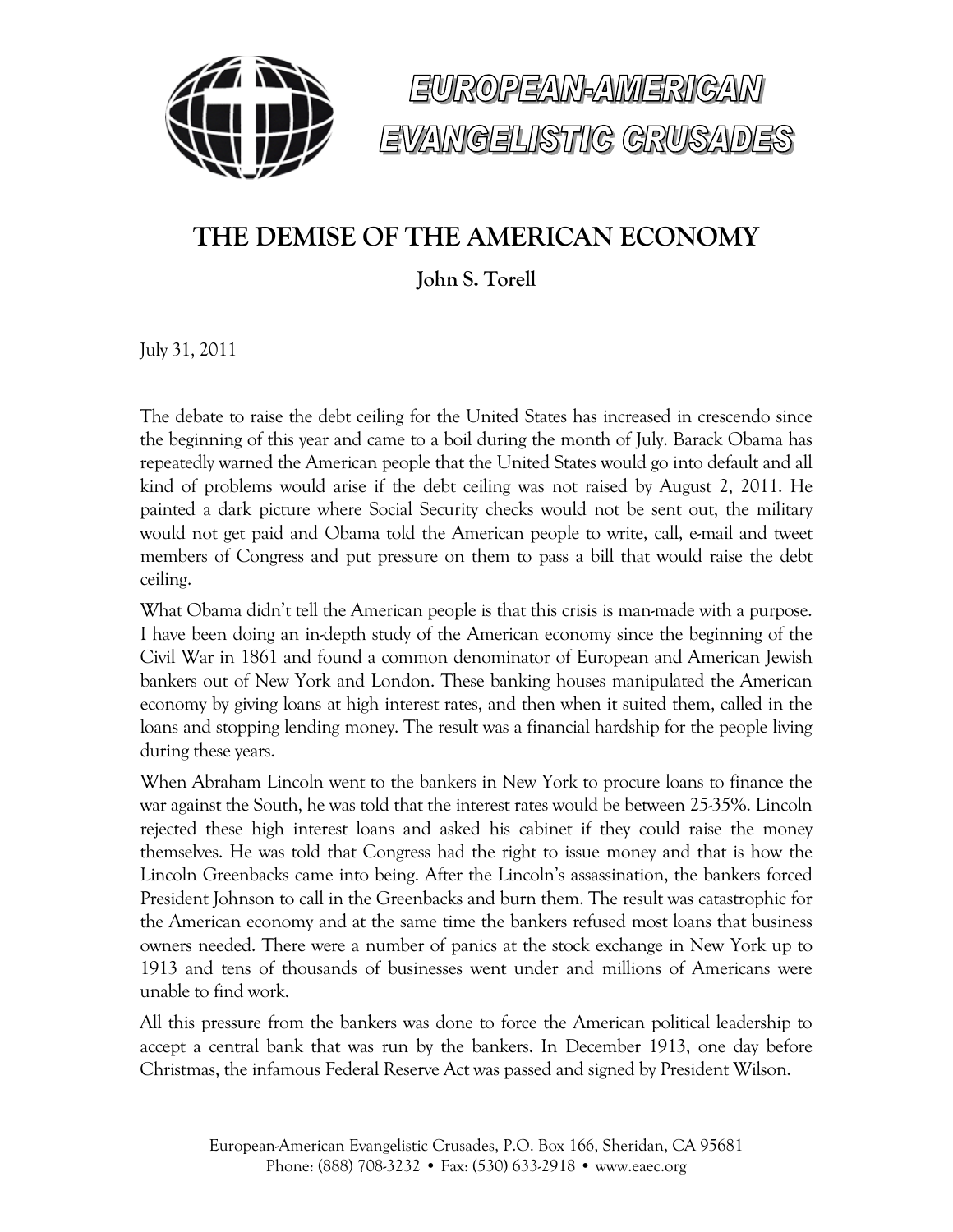# EUROPEAN-AMERICAN EVANGELISTIC CRUSADES

## THE DEMISE OF THE AMERICAN ECONOMY

**John S. Torell**

July 31, 2011

The debate to raise the debt ceiling for the United States has increased in crescendo since the beginning of this year and came to a boil during the month of July. Barack Obama has repeatedly warned the American people that the United States would go into default and all kind of problems would arise if the debt ceiling was not raised by August 2, 2011. He painted a dark picture where Social Security checks would not be sent out, the military would not get paid and Obama told the American people to write, call, e-mail and tweet members of Congress and put pressure on them to pass a bill that would raise the debt ceiling.

What Obama didn't tell the American people is that this crisis is man-made with a purpose. I have been doing an in-depth study of the American economy since the beginning of the Civil War in 1861 and found a common denominator of European and American Jewish bankers out of New York and London. These banking houses manipulated the American economy by giving loans at high interest rates, and then when it suited them, called in the loans and stopping lending money. The result was a financial hardship for the people living during these years.

When Abraham Lincoln went to the bankers in New York to procure loans to finance the war against the South, he was told that the interest rates would be between 25-35%. Lincoln rejected these high interest loans and asked his cabinet if they could raise the money themselves. He was told that Congress had the right to issue money and that is how the Lincoln Greenbacks came into being. After the Lincoln's assassination, the bankers forced President Johnson to call in the Greenbacks and burn them. The result was catastrophic for the American economy and at the same time the bankers refused most loans that business owners needed. There were a number of panics at the stock exchange in New York up to 1913 and tens of thousands of businesses went under and millions of Americans were unable to find work.

All this pressure from the bankers was done to force the American political leadership to accept a central bank that was run by the bankers. In December 1913, one day before Christmas, the infamous Federal Reserve Act was passed and signed by President Wilson.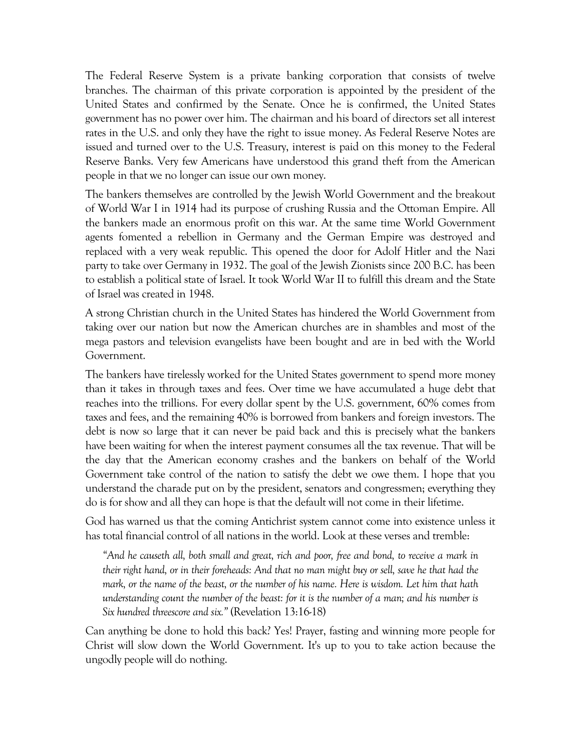The Federal Reserve System is a private banking corporation that consists of twelve branches. The chairman of this private corporation is appointed by the president of the United States and confirmed by the Senate. Once he is confirmed, the United States government has no power over him. The chairman and his board of directors set all interest rates in the U.S. and only they have the right to issue money. As Federal Reserve Notes are issued and turned over to the U.S. Treasury, interest is paid on this money to the Federal Reserve Banks. Very few Americans have understood this grand theft from the American people in that we no longer can issue our own money.

The bankers themselves are controlled by the Jewish World Government and the breakout of World War I in 1914 had its purpose of crushing Russia and the Ottoman Empire. All the bankers made an enormous profit on this war. At the same time World Government agents fomented a rebellion in Germany and the German Empire was destroyed and replaced with a very weak republic. This opened the door for Adolf Hitler and the Nazi party to take over Germany in 1932. The goal of the Jewish Zionists since 200 B.C. has been to establish a political state of Israel. It took World War II to fulfill this dream and the State of Israel was created in 1948.

A strong Christian church in the United States has hindered the World Government from taking over our nation but now the American churches are in shambles and most of the mega pastors and television evangelists have been bought and are in bed with the World Government.

The bankers have tirelessly worked for the United States government to spend more money than it takes in through taxes and fees. Over time we have accumulated a huge debt that reaches into the trillions. For every dollar spent by the U.S. government, 60% comes from taxes and fees, and the remaining 40% is borrowed from bankers and foreign investors. The debt is now so large that it can never be paid back and this is precisely what the bankers have been waiting for when the interest payment consumes all the tax revenue. That will be the day that the American economy crashes and the bankers on behalf of the World Government take control of the nation to satisfy the debt we owe them. I hope that you understand the charade put on by the president, senators and congressmen; everything they do is for show and all they can hope is that the default will not come in their lifetime.

God has warned us that the coming Antichrist system cannot come into existence unless it has total financial control of all nations in the world. Look at these verses and tremble:

> *"And he causeth all, both small and great, rich and poor, free and bond, to receive a mark in their right hand, or in their foreheads: And that no man might buy or sell, save he that had the mark, or the name of the beast, or the number of his name. Here is wisdom. Let him that hath understanding count the number of the beast: for it is the number of a man; and his number is Six hundred threescore and six."* (Revelation 13:16-18)

Can anything be done to hold this back? Yes! Prayer, fasting and winning more people for Christ will slow down the World Government. It's up to you to take action because the ungodly people will do nothing.